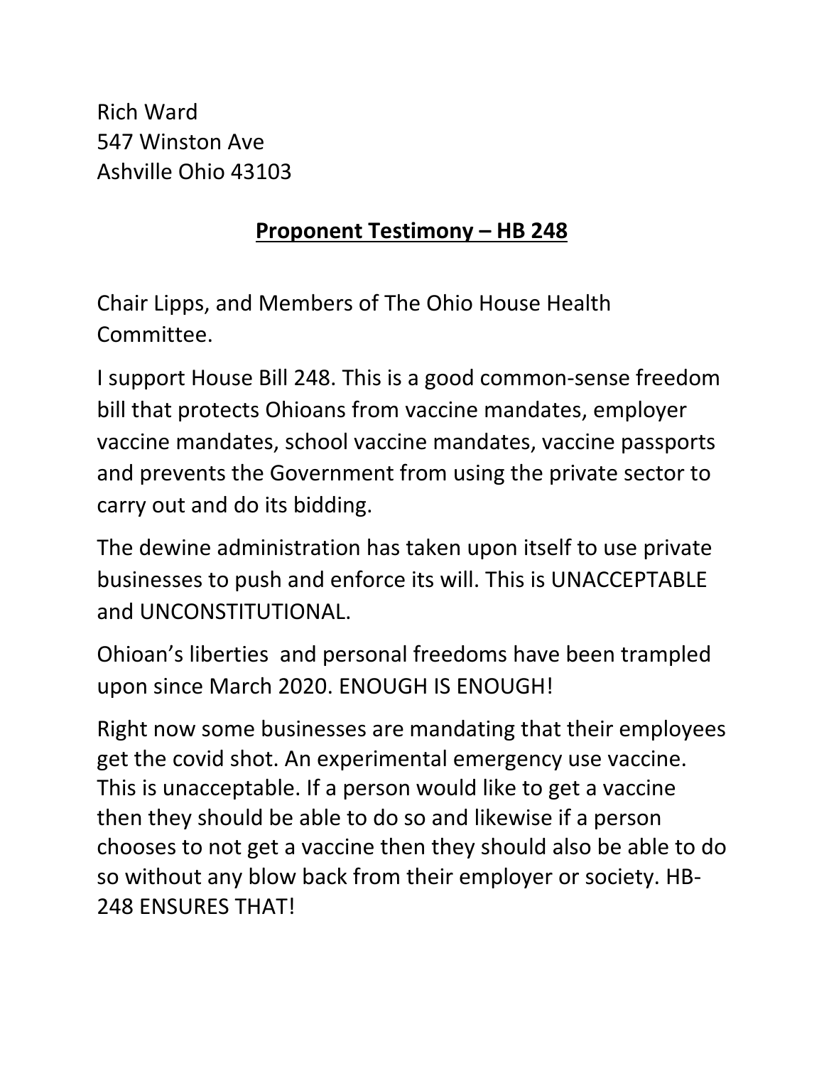Rich Ward
547 Winston Ave
Ashville Ohio 43103

## Proponent Testimony – HB 248

Chair Lipps, and Members of The Ohio House Health Committee.

I support House Bill 248. This is a good common-sense freedom bill that protects Ohioans from vaccine mandates, employer vaccine mandates, school vaccine mandates, vaccine passports and prevents the Government from using the private sector to carry out and do its bidding.

The dewine administration has taken upon itself to use private businesses to push and enforce its will. This is UNACCEPTABLE and UNCONSTITUTIONAL.

Ohioan's liberties and personal freedoms have been trampled upon since March 2020. ENOUGH IS ENOUGH!

Right now some businesses are mandating that their employees get the covid shot. An experimental emergency use vaccine. This is unacceptable. If a person would like to get a vaccine then they should be able to do so and likewise if a person chooses to not get a vaccine then they should also be able to do so without any blow back from their employer or society. HB-248 ENSURES THAT!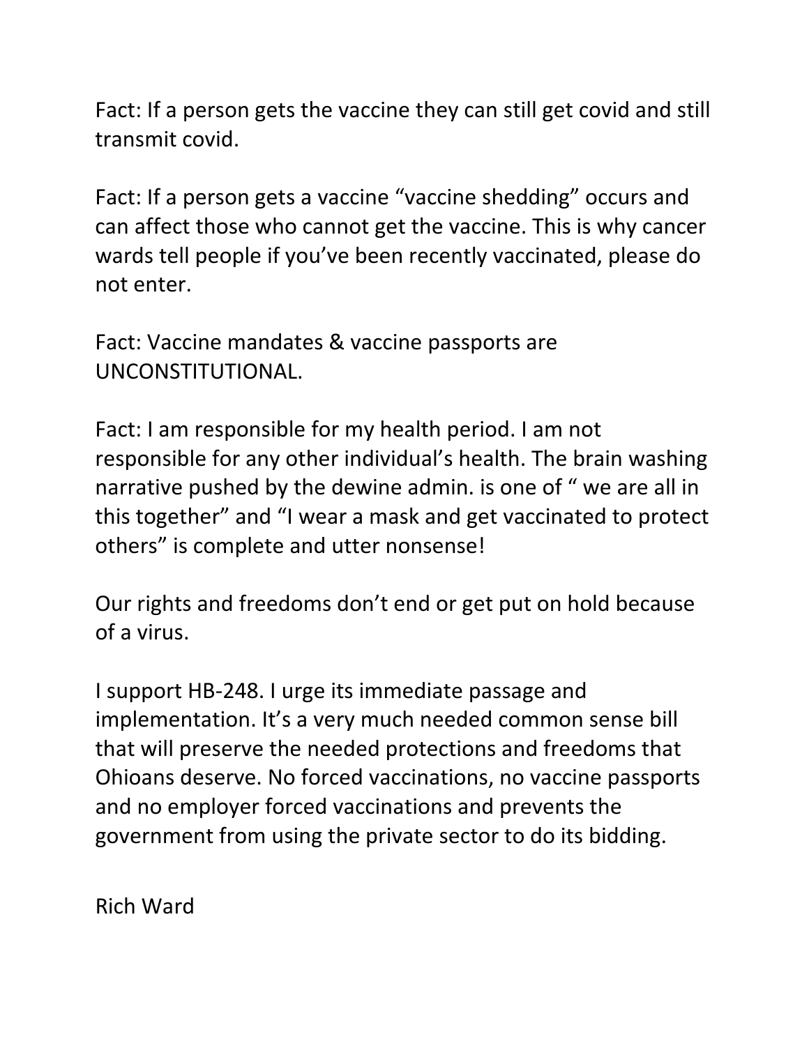Fact: If a person gets the vaccine they can still get covid and still transmit covid.

Fact: If a person gets a vaccine “vaccine shedding” occurs and can affect those who cannot get the vaccine. This is why cancer wards tell people if you’ve been recently vaccinated, please do not enter.

Fact: Vaccine mandates & vaccine passports are UNCONSTITUTIONAL.

Fact: I am responsible for my health period. I am not responsible for any other individual’s health. The brain washing narrative pushed by the dewine admin. is one of “ we are all in this together” and “I wear a mask and get vaccinated to protect others” is complete and utter nonsense!

Our rights and freedoms don’t end or get put on hold because of a virus.

I support HB-248. I urge its immediate passage and implementation. It’s a very much needed common sense bill that will preserve the needed protections and freedoms that Ohioans deserve. No forced vaccinations, no vaccine passports and no employer forced vaccinations and prevents the government from using the private sector to do its bidding.

Rich Ward